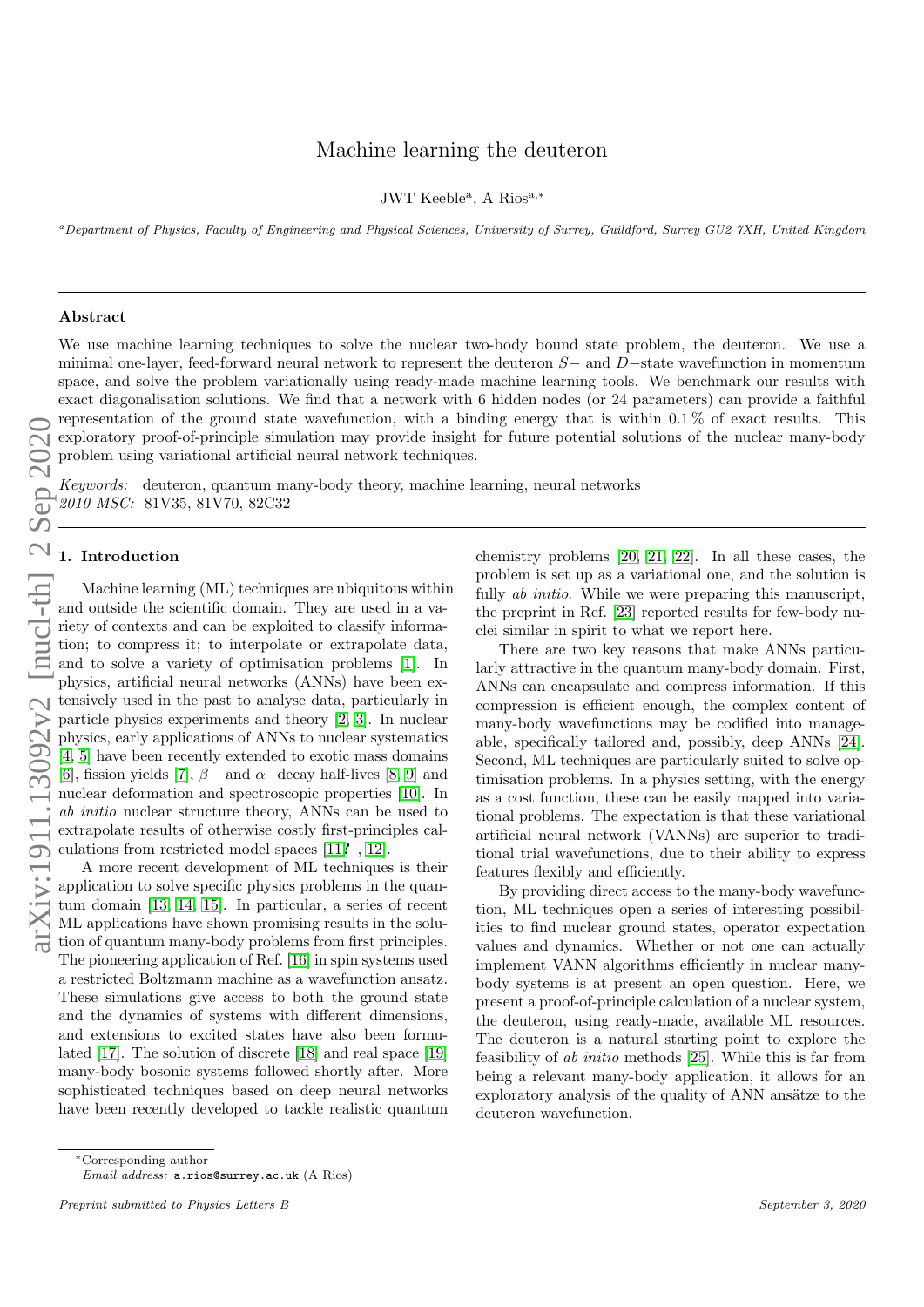# Machine learning the deuteron

JWT Keeble[a], A Rios[a,*]

[a] *Department of Physics, Faculty of Engineering and Physical Sciences, University of Surrey, Guildford, Surrey GU2 7XH, United Kingdom*

## Abstract

We use machine learning techniques to solve the nuclear two-body bound state problem, the deuteron. We use a minimal one-layer, feed-forward neural network to represent the deuteron $S-$ and $D-$state wavefunction in momentum space, and solve the problem variationally using ready-made machine learning tools. We benchmark our results with exact diagonalisation solutions. We find that a network with 6 hidden nodes (or 24 parameters) can provide a faithful representation of the ground state wavefunction, with a binding energy that is within 0.1 % of exact results. This exploratory proof-of-principle simulation may provide insight for future potential solutions of the nuclear many-body problem using variational artificial neural network techniques.

*Keywords:* deuteron, quantum many-body theory, machine learning, neural networks
*2010 MSC:* 81V35, 81V70, 82C32

## 1. Introduction

Machine learning (ML) techniques are ubiquitous within and outside the scientific domain. They are used in a variety of contexts and can be exploited to classify information; to compress it; to interpolate or extrapolate data, and to solve a variety of optimisation problems [1]. In physics, artificial neural networks (ANNs) have been extensively used in the past to analyse data, particularly in particle physics experiments and theory [2, 3]. In nuclear physics, early applications of ANNs to nuclear systematics [4, 5] have been recently extended to exotic mass domains [6], fission yields [7], $\beta-$ and $\alpha-$decay half-lives [8, 9] and nuclear deformation and spectroscopic properties [10]. In *ab initio* nuclear structure theory, ANNs can be used to extrapolate results of otherwise costly first-principles calculations from restricted model spaces [11? , 12].

A more recent development of ML techniques is their application to solve specific physics problems in the quantum domain [13, 14, 15]. In particular, a series of recent ML applications have shown promising results in the solution of quantum many-body problems from first principles. The pioneering application of Ref. [16] in spin systems used a restricted Boltzmann machine as a wavefunction ansatz. These simulations give access to both the ground state and the dynamics of systems with different dimensions, and extensions to excited states have also been formulated [17]. The solution of discrete [18] and real space [19] many-body bosonic systems followed shortly after. More sophisticated techniques based on deep neural networks have been recently developed to tackle realistic quantum chemistry problems [20, 21, 22]. In all these cases, the problem is set up as a variational one, and the solution is fully *ab initio*. While we were preparing this manuscript, the preprint in Ref. [23] reported results for few-body nuclei similar in spirit to what we report here.

There are two key reasons that make ANNs particularly attractive in the quantum many-body domain. First, ANNs can encapsulate and compress information. If this compression is efficient enough, the complex content of many-body wavefunctions may be codified into manageable, specifically tailored and, possibly, deep ANNs [24]. Second, ML techniques are particularly suited to solve optimisation problems. In a physics setting, with the energy as a cost function, these can be easily mapped into variational problems. The expectation is that these variational artificial neural network (VANNs) are superior to traditional trial wavefunctions, due to their ability to express features flexibly and efficiently.

By providing direct access to the many-body wavefunction, ML techniques open a series of interesting possibilities to find nuclear ground states, operator expectation values and dynamics. Whether or not one can actually implement VANN algorithms efficiently in nuclear many-body systems is at present an open question. Here, we present a proof-of-principle calculation of a nuclear system, the deuteron, using ready-made, available ML resources. The deuteron is a natural starting point to explore the feasibility of *ab initio* methods [25]. While this is far from being a relevant many-body application, it allows for an exploratory analysis of the quality of ANN ansätze to the deuteron wavefunction.

*Corresponding author
*Email address:* a.rios@surrey.ac.uk (A Rios)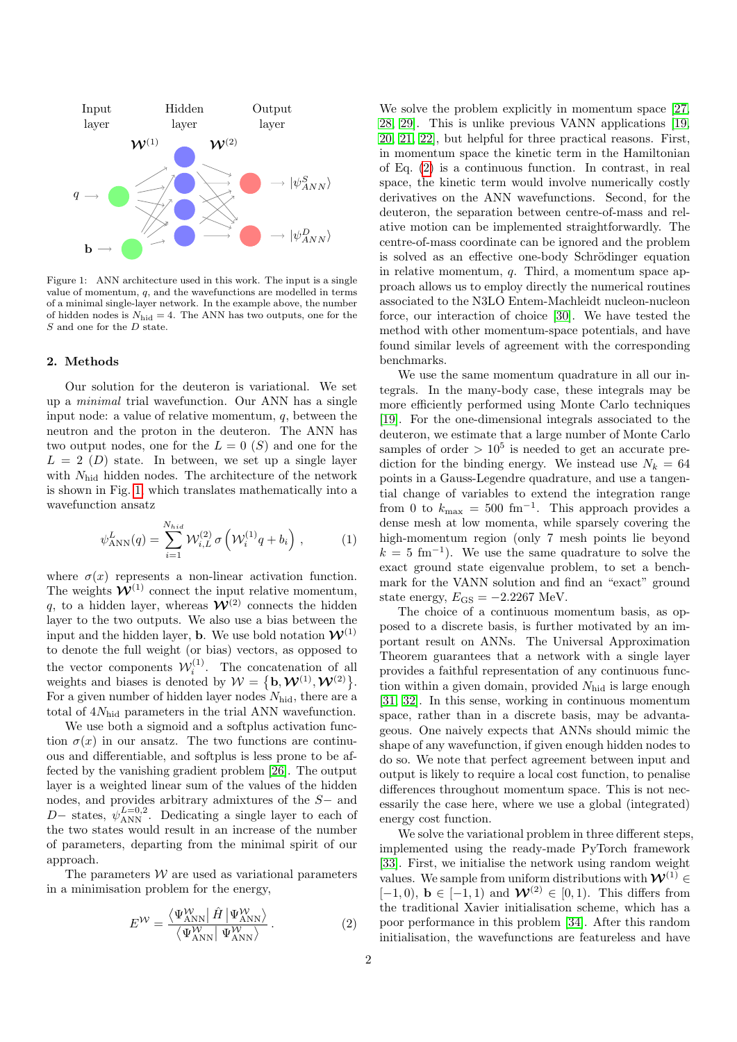Figure 1: ANN architecture used in this work. The input is a single value of momentum, $q$, and the wavefunctions are modelled in terms of a minimal single-layer network. In the example above, the number of hidden nodes is $N_{\rm hid} = 4$. The ANN has two outputs, one for the $S$ and one for the $D$ state.

## 2. Methods

Our solution for the deuteron is variational. We set up a *minimal* trial wavefunction. Our ANN has a single input node: a value of relative momentum, $q$, between the neutron and the proton in the deuteron. The ANN has two output nodes, one for the $L = 0$ ($S$) and one for the $L = 2$ ($D$) state. In between, we set up a single layer with $N_{\rm hid}$ hidden nodes. The architecture of the network is shown in Fig. 1, which translates mathematically into a wavefunction ansatz

$$\psi^L_{\rm ANN}(q) = \sum_{i=1}^{N_{hid}} \mathcal{W}^{(2)}_{i,L}\, \sigma\left(\mathcal{W}^{(1)}_i q + b_i\right) , \tag{1}$$

where $\sigma(x)$ represents a non-linear activation function. The weights $\boldsymbol{\mathcal{W}}^{(1)}$ connect the input relative momentum, $q$, to a hidden layer, whereas $\boldsymbol{\mathcal{W}}^{(2)}$ connects the hidden layer to the two outputs. We also use a bias between the input and the hidden layer, $\mathbf{b}$. We use bold notation $\boldsymbol{\mathcal{W}}^{(1)}$ to denote the full weight (or bias) vectors, as opposed to the vector components $\mathcal{W}^{(1)}_i$. The concatenation of all weights and biases is denoted by $\mathcal{W} = \left\{\mathbf{b}, \boldsymbol{\mathcal{W}}^{(1)}, \boldsymbol{\mathcal{W}}^{(2)}\right\}$. For a given number of hidden layer nodes $N_{\rm hid}$, there are a total of $4N_{\rm hid}$ parameters in the trial ANN wavefunction.

We use both a sigmoid and a softplus activation function $\sigma(x)$ in our ansatz. The two functions are continuous and differentiable, and softplus is less prone to be affected by the vanishing gradient problem [26]. The output layer is a weighted linear sum of the values of the hidden nodes, and provides arbitrary admixtures of the $S-$ and $D-$ states, $\psi^{L=0,2}_{\rm ANN}$. Dedicating a single layer to each of the two states would result in an increase of the number of parameters, departing from the minimal spirit of our approach.

The parameters $\mathcal{W}$ are used as variational parameters in a minimisation problem for the energy,

$$E^{\mathcal{W}} = \frac{\left\langle \Psi^{\mathcal{W}}_{\rm ANN} \right| \hat{H} \left| \Psi^{\mathcal{W}}_{\rm ANN} \right\rangle}{\left\langle \Psi^{\mathcal{W}}_{\rm ANN} \middle| \Psi^{\mathcal{W}}_{\rm ANN} \right\rangle} . \tag{2}$$

We solve the problem explicitly in momentum space [27, 28, 29]. This is unlike previous VANN applications [19, 20, 21, 22], but helpful for three practical reasons. First, in momentum space the kinetic term in the Hamiltonian of Eq. (2) is a continuous function. In contrast, in real space, the kinetic term would involve numerically costly derivatives on the ANN wavefunctions. Second, for the deuteron, the separation between centre-of-mass and relative motion can be implemented straightforwardly. The centre-of-mass coordinate can be ignored and the problem is solved as an effective one-body Schrödinger equation in relative momentum, $q$. Third, a momentum space approach allows us to employ directly the numerical routines associated to the N3LO Entem-Machleidt nucleon-nucleon force, our interaction of choice [30]. We have tested the method with other momentum-space potentials, and have found similar levels of agreement with the corresponding benchmarks.

We use the same momentum quadrature in all our integrals. In the many-body case, these integrals may be more efficiently performed using Monte Carlo techniques [19]. For the one-dimensional integrals associated to the deuteron, we estimate that a large number of Monte Carlo samples of order $> 10^5$ is needed to get an accurate prediction for the binding energy. We instead use $N_k = 64$ points in a Gauss-Legendre quadrature, and use a tangential change of variables to extend the integration range from 0 to $k_{\rm max} = 500$ fm$^{-1}$. This approach provides a dense mesh at low momenta, while sparsely covering the high-momentum region (only 7 mesh points lie beyond $k = 5$ fm$^{-1}$). We use the same quadrature to solve the exact ground state eigenvalue problem, to set a benchmark for the VANN solution and find an "exact" ground state energy, $E_{\rm GS} = -2.2267$ MeV.

The choice of a continuous momentum basis, as opposed to a discrete basis, is further motivated by an important result on ANNs. The Universal Approximation Theorem guarantees that a network with a single layer provides a faithful representation of any continuous function within a given domain, provided $N_{\rm hid}$ is large enough [31, 32]. In this sense, working in continuous momentum space, rather than in a discrete basis, may be advantageous. One naively expects that ANNs should mimic the shape of any wavefunction, if given enough hidden nodes to do so. We note that perfect agreement between input and output is likely to require a local cost function, to penalise differences throughout momentum space. This is not necessarily the case here, where we use a global (integrated) energy cost function.

We solve the variational problem in three different steps, implemented using the ready-made PyTorch framework [33]. First, we initialise the network using random weight values. We sample from uniform distributions with $\boldsymbol{\mathcal{W}}^{(1)} \in [-1, 0)$, $\mathbf{b} \in [-1, 1)$ and $\boldsymbol{\mathcal{W}}^{(2)} \in [0, 1)$. This differs from the traditional Xavier initialisation scheme, which has a poor performance in this problem [34]. After this random initialisation, the wavefunctions are featureless and have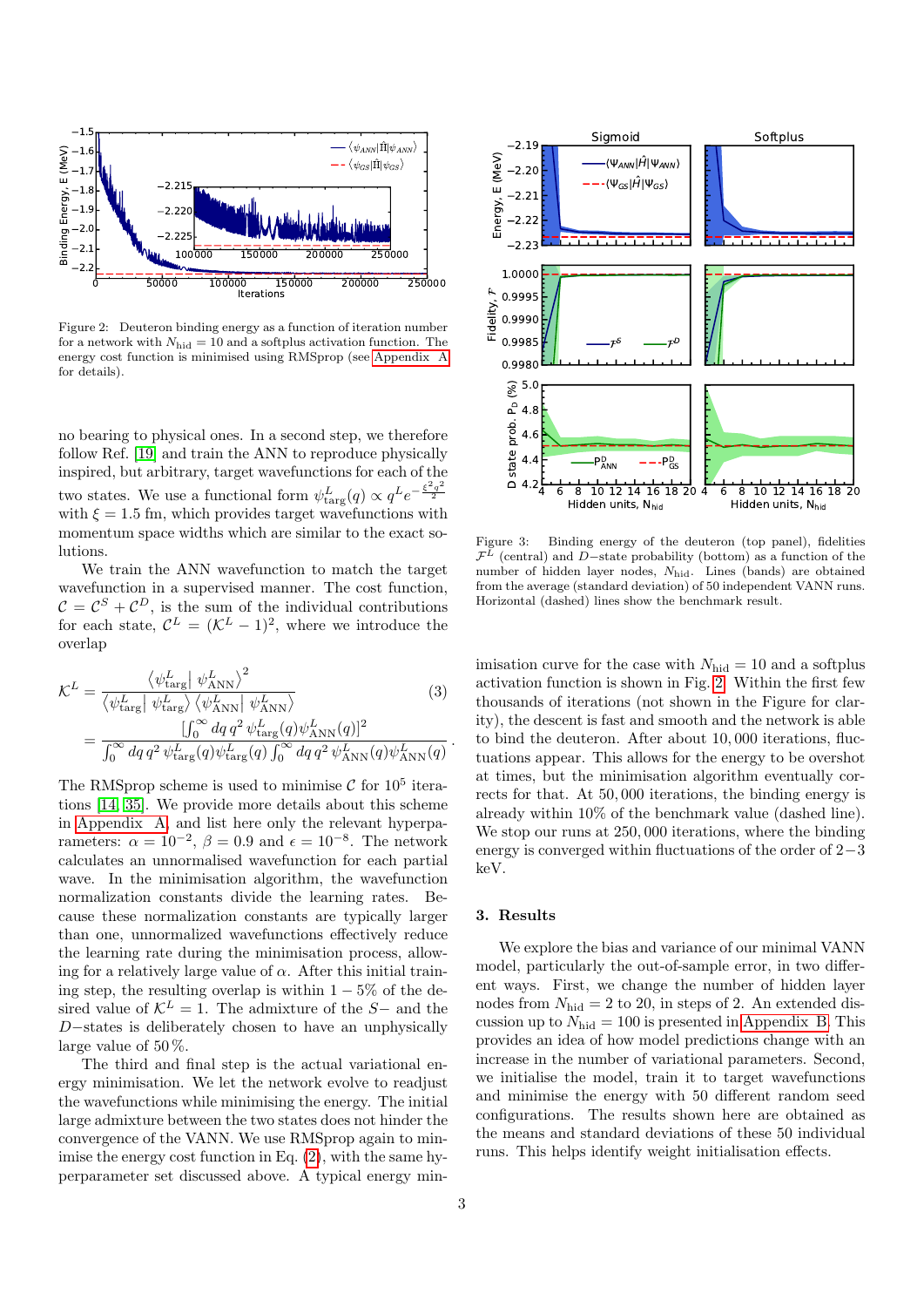Figure 2: Deuteron binding energy as a function of iteration number for a network with $N_{\rm hid} = 10$ and a softplus activation function. The energy cost function is minimised using RMSprop (see Appendix A for details).

no bearing to physical ones. In a second step, we therefore follow Ref. [19] and train the ANN to reproduce physically inspired, but arbitrary, target wavefunctions for each of the two states. We use a functional form $\psi^L_{\rm targ}(q) \propto q^L e^{-\frac{\xi^2 q^2}{2}}$ with $\xi = 1.5$ fm, which provides target wavefunctions with momentum space widths which are similar to the exact solutions.

We train the ANN wavefunction to match the target wavefunction in a supervised manner. The cost function, $\mathcal{C} = \mathcal{C}^S + \mathcal{C}^D$, is the sum of the individual contributions for each state, $\mathcal{C}^L = (\mathcal{K}^L - 1)^2$, where we introduce the overlap

$$
\begin{aligned}
\mathcal{K}^L &= \frac{\left\langle \psi^L_{\rm targ} \middle| \psi^L_{\rm ANN} \right\rangle^2}{\left\langle \psi^L_{\rm targ} \middle| \psi^L_{\rm targ} \right\rangle \left\langle \psi^L_{\rm ANN} \middle| \psi^L_{\rm ANN} \right\rangle} \qquad (3)\\
&= \frac{\left[\int_0^\infty dq\, q^2\, \psi^L_{\rm targ}(q) \psi^L_{\rm ANN}(q)\right]^2}{\int_0^\infty dq\, q^2\, \psi^L_{\rm targ}(q) \psi^L_{\rm targ}(q) \int_0^\infty dq\, q^2\, \psi^L_{\rm ANN}(q) \psi^L_{\rm ANN}(q)}\,.
\end{aligned}
$$

The RMSprop scheme is used to minimise $\mathcal{C}$ for $10^5$ iterations [14, 35]. We provide more details about this scheme in Appendix A, and list here only the relevant hyperparameters: $\alpha = 10^{-2}$, $\beta = 0.9$ and $\epsilon = 10^{-8}$. The network calculates an unnormalised wavefunction for each partial wave. In the minimisation algorithm, the wavefunction normalization constants divide the learning rates. Because these normalization constants are typically larger than one, unnormalized wavefunctions effectively reduce the learning rate during the minimisation process, allowing for a relatively large value of $\alpha$. After this initial training step, the resulting overlap is within $1-5\%$ of the desired value of $\mathcal{K}^L = 1$. The admixture of the $S-$ and $D-$states is deliberately chosen to have an unphysically large value of 50 %.

The third and final step is the actual variational energy minimisation. We let the network evolve to readjust the wavefunctions while minimising the energy. The initial large admixture between the two states does not hinder the convergence of the VANN. We use RMSprop again to minimise the energy cost function in Eq. (2), with the same hyperparameter set discussed above. A typical energy minimisation curve for the case with $N_{\rm hid} = 10$ and a softplus activation function is shown in Fig. 2. Within the first few thousands of iterations (not shown in the Figure for clarity), the descent is fast and smooth and the network is able to bind the deuteron. After about 10,000 iterations, fluctuations appear. This allows for the energy to be overshot at times, but the minimisation algorithm eventually corrects for that. At 50,000 iterations, the binding energy is already within 10% of the benchmark value (dashed line). We stop our runs at 250,000 iterations, where the binding energy is converged within fluctuations of the order of $2-3$ keV.

Figure 3: Binding energy of the deuteron (top panel), fidelities $\mathcal{F}^L$ (central) and $D-$state probability (bottom) as a function of the number of hidden layer nodes, $N_{\rm hid}$. Lines (bands) are obtained from the average (standard deviation) of 50 independent VANN runs. Horizontal (dashed) lines show the benchmark result.

## 3. Results

We explore the bias and variance of our minimal VANN model, particularly the out-of-sample error, in two different ways. First, we change the number of hidden layer nodes from $N_{\rm hid} = 2$ to 20, in steps of 2. An extended discussion up to $N_{\rm hid} = 100$ is presented in Appendix B. This provides an idea of how model predictions change with an increase in the number of variational parameters. Second, we initialise the model, train it to target wavefunctions and minimise the energy with 50 different random seed configurations. The results shown here are obtained as the means and standard deviations of these 50 individual runs. This helps identify weight initialisation effects.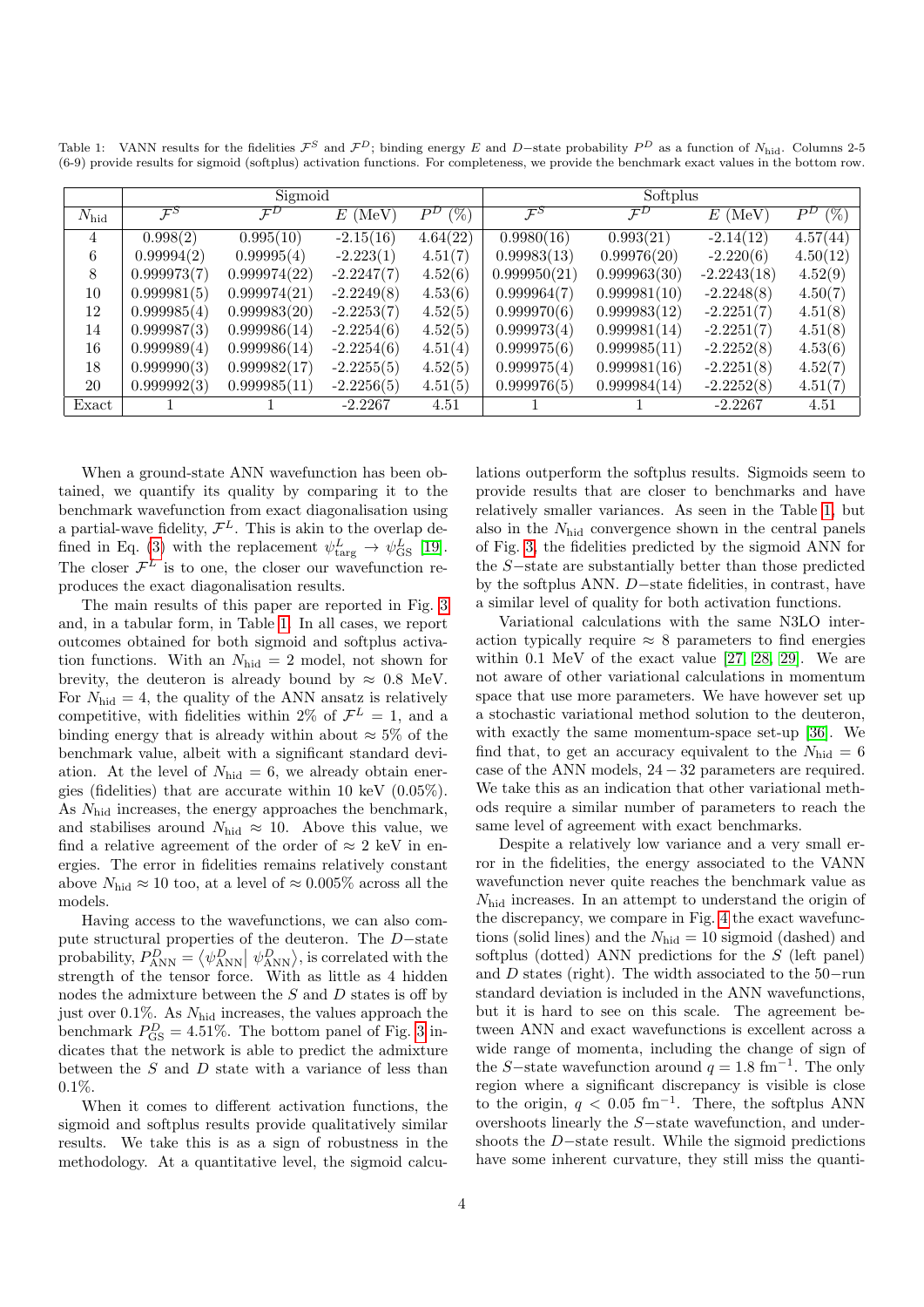Table 1: VANN results for the fidelities $\mathcal{F}^S$ and $\mathcal{F}^D$; binding energy $E$ and $D-$state probability $P^D$ as a function of $N_{\rm hid}$. Columns 2-5 (6-9) provide results for sigmoid (softplus) activation functions. For completeness, we provide the benchmark exact values in the bottom row.

| | Sigmoid | | | | Softplus | | | |
|---|---|---|---|---|---|---|---|---|
| $N_{\rm hid}$ | $\mathcal{F}^S$ | $\mathcal{F}^D$ | $E$ (MeV) | $P^D$ (%) | $\mathcal{F}^S$ | $\mathcal{F}^D$ | $E$ (MeV) | $P^D$ (%) |
| 4 | 0.998(2) | 0.995(10) | -2.15(16) | 4.64(22) | 0.9980(16) | 0.993(21) | -2.14(12) | 4.57(44) |
| 6 | 0.99994(2) | 0.99995(4) | -2.223(1) | 4.51(7) | 0.99983(13) | 0.99976(20) | -2.220(6) | 4.50(12) |
| 8 | 0.999973(7) | 0.999974(22) | -2.2247(7) | 4.52(6) | 0.999950(21) | 0.999963(30) | -2.2243(18) | 4.52(9) |
| 10 | 0.999981(5) | 0.999974(21) | -2.2249(8) | 4.53(6) | 0.999964(7) | 0.999981(10) | -2.2248(8) | 4.50(7) |
| 12 | 0.999985(4) | 0.999983(20) | -2.2253(7) | 4.52(5) | 0.999970(6) | 0.999983(12) | -2.2251(7) | 4.51(8) |
| 14 | 0.999987(3) | 0.999986(14) | -2.2254(6) | 4.52(5) | 0.999973(4) | 0.999981(14) | -2.2251(7) | 4.51(8) |
| 16 | 0.999989(4) | 0.999986(14) | -2.2254(6) | 4.51(4) | 0.999975(6) | 0.999985(11) | -2.2252(8) | 4.53(6) |
| 18 | 0.999990(3) | 0.999982(17) | -2.2255(5) | 4.52(5) | 0.999975(4) | 0.999981(16) | -2.2251(8) | 4.52(7) |
| 20 | 0.999992(3) | 0.999985(11) | -2.2256(5) | 4.51(5) | 0.999976(5) | 0.999984(14) | -2.2252(8) | 4.51(7) |
| Exact | 1 | 1 | -2.2267 | 4.51 | 1 | 1 | -2.2267 | 4.51 |

When a ground-state ANN wavefunction has been obtained, we quantify its quality by comparing it to the benchmark wavefunction from exact diagonalisation using a partial-wave fidelity, $\mathcal{F}^L$. This is akin to the overlap defined in Eq. (3) with the replacement $\psi^L_{\rm targ} \to \psi^L_{\rm GS}$ [19]. The closer $\mathcal{F}^L$ is to one, the closer our wavefunction reproduces the exact diagonalisation results.

The main results of this paper are reported in Fig. 3 and, in a tabular form, in Table 1. In all cases, we report outcomes obtained for both sigmoid and softplus activation functions. With an $N_{\rm hid} = 2$ model, not shown for brevity, the deuteron is already bound by $\approx 0.8$ MeV. For $N_{\rm hid} = 4$, the quality of the ANN ansatz is relatively competitive, with fidelities within 2% of $\mathcal{F}^L = 1$, and a binding energy that is already within about $\approx 5$% of the benchmark value, albeit with a significant standard deviation. At the level of $N_{\rm hid} = 6$, we already obtain energies (fidelities) that are accurate within 10 keV (0.05%). As $N_{\rm hid}$ increases, the energy approaches the benchmark, and stabilises around $N_{\rm hid} \approx 10$. Above this value, we find a relative agreement of the order of $\approx 2$ keV in energies. The error in fidelities remains relatively constant above $N_{\rm hid} \approx 10$ too, at a level of $\approx 0.005$% across all the models.

Having access to the wavefunctions, we can also compute structural properties of the deuteron. The $D-$state probability, $P^D_{\rm ANN} = \langle \psi^D_{\rm ANN} | \psi^D_{\rm ANN} \rangle$, is correlated with the strength of the tensor force. With as little as 4 hidden nodes the admixture between the $S$ and $D$ states is off by just over 0.1%. As $N_{\rm hid}$ increases, the values approach the benchmark $P^D_{\rm GS} = 4.51$%. The bottom panel of Fig. 3 indicates that the network is able to predict the admixture between the $S$ and $D$ state with a variance of less than 0.1%.

When it comes to different activation functions, the sigmoid and softplus results provide qualitatively similar results. We take this is as a sign of robustness in the methodology. At a quantitative level, the sigmoid calculations outperform the softplus results. Sigmoids seem to provide results that are closer to benchmarks and have relatively smaller variances. As seen in the Table 1, but also in the $N_{\rm hid}$ convergence shown in the central panels of Fig. 3, the fidelities predicted by the sigmoid ANN for the $S-$state are substantially better than those predicted by the softplus ANN. $D-$state fidelities, in contrast, have a similar level of quality for both activation functions.

Variational calculations with the same N3LO interaction typically require $\approx 8$ parameters to find energies within 0.1 MeV of the exact value [27, 28, 29]. We are not aware of other variational calculations in momentum space that use more parameters. We have however set up a stochastic variational method solution to the deuteron, with exactly the same momentum-space set-up [36]. We find that, to get an accuracy equivalent to the $N_{\rm hid} = 6$ case of the ANN models, $24 - 32$ parameters are required. We take this as an indication that other variational methods require a similar number of parameters to reach the same level of agreement with exact benchmarks.

Despite a relatively low variance and a very small error in the fidelities, the energy associated to the VANN wavefunction never quite reaches the benchmark value as $N_{\rm hid}$ increases. In an attempt to understand the origin of the discrepancy, we compare in Fig. 4 the exact wavefunctions (solid lines) and the $N_{\rm hid} = 10$ sigmoid (dashed) and softplus (dotted) ANN predictions for the $S$ (left panel) and $D$ states (right). The width associated to the 50$-$run standard deviation is included in the ANN wavefunctions, but it is hard to see on this scale. The agreement between ANN and exact wavefunctions is excellent across a wide range of momenta, including the change of sign of the $S-$state wavefunction around $q = 1.8$ fm$^{-1}$. The only region where a significant discrepancy is visible is close to the origin, $q < 0.05$ fm$^{-1}$. There, the softplus ANN overshoots linearly the $S-$state wavefunction, and undershoots the $D-$state result. While the sigmoid predictions have some inherent curvature, they still miss the quanti-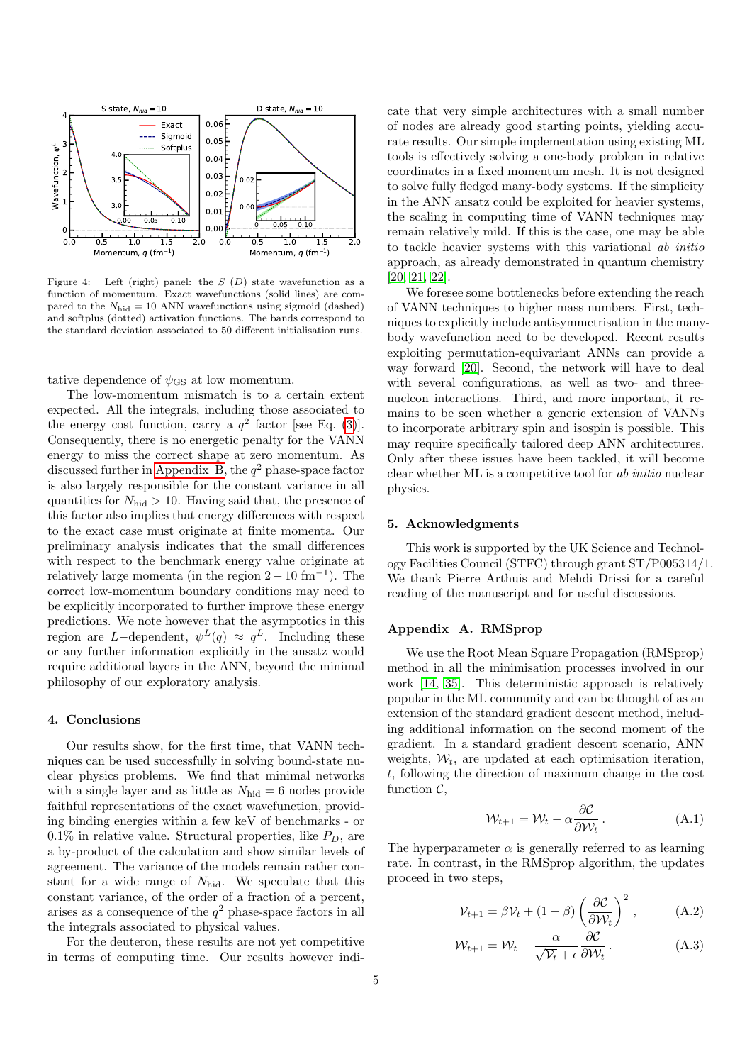Figure 4: Left (right) panel: the $S$ ($D$) state wavefunction as a function of momentum. Exact wavefunctions (solid lines) are compared to the $N_{\rm hid} = 10$ ANN wavefunctions using sigmoid (dashed) and softplus (dotted) activation functions. The bands correspond to the standard deviation associated to 50 different initialisation runs.

tative dependence of $\psi_{\rm GS}$ at low momentum.

The low-momentum mismatch is to a certain extent expected. All the integrals, including those associated to the energy cost function, carry a $q^2$ factor [see Eq. (3)]. Consequently, there is no energetic penalty for the VANN energy to miss the correct shape at zero momentum. As discussed further in Appendix B, the $q^2$ phase-space factor is also largely responsible for the constant variance in all quantities for $N_{\rm hid} > 10$. Having said that, the presence of this factor also implies that energy differences with respect to the exact case must originate at finite momenta. Our preliminary analysis indicates that the small differences with respect to the benchmark energy value originate at relatively large momenta (in the region $2 - 10$ fm$^{-1}$). The correct low-momentum boundary conditions may need to be explicitly incorporated to further improve these energy predictions. We note however that the asymptotics in this region are $L-$dependent, $\psi^L(q) \approx q^L$. Including these or any further information explicitly in the ansatz would require additional layers in the ANN, beyond the minimal philosophy of our exploratory analysis.

## 4. Conclusions

Our results show, for the first time, that VANN techniques can be used successfully in solving bound-state nuclear physics problems. We find that minimal networks with a single layer and as little as $N_{\rm hid} = 6$ nodes provide faithful representations of the exact wavefunction, providing binding energies within a few keV of benchmarks - or 0.1% in relative value. Structural properties, like $P_D$, are a by-product of the calculation and show similar levels of agreement. The variance of the models remain rather constant for a wide range of $N_{\rm hid}$. We speculate that this constant variance, of the order of a fraction of a percent, arises as a consequence of the $q^2$ phase-space factors in all the integrals associated to physical values.

For the deuteron, these results are not yet competitive in terms of computing time. Our results however indicate that very simple architectures with a small number of nodes are already good starting points, yielding accurate results. Our simple implementation using existing ML tools is effectively solving a one-body problem in relative coordinates in a fixed momentum mesh. It is not designed to solve fully fledged many-body systems. If the simplicity in the ANN ansatz could be exploited for heavier systems, the scaling in computing time of VANN techniques may remain relatively mild. If this is the case, one may be able to tackle heavier systems with this variational *ab initio* approach, as already demonstrated in quantum chemistry [20, 21, 22].

We foresee some bottlenecks before extending the reach of VANN techniques to higher mass numbers. First, techniques to explicitly include antisymmetrisation in the many-body wavefunction need to be developed. Recent results exploiting permutation-equivariant ANNs can provide a way forward [20]. Second, the network will have to deal with several configurations, as well as two- and three-nucleon interactions. Third, and more important, it remains to be seen whether a generic extension of VANNs to incorporate arbitrary spin and isospin is possible. This may require specifically tailored deep ANN architectures. Only after these issues have been tackled, it will become clear whether ML is a competitive tool for *ab initio* nuclear physics.

## 5. Acknowledgments

This work is supported by the UK Science and Technology Facilities Council (STFC) through grant ST/P005314/1. We thank Pierre Arthuis and Mehdi Drissi for a careful reading of the manuscript and for useful discussions.

## Appendix A. RMSprop

We use the Root Mean Square Propagation (RMSprop) method in all the minimisation processes involved in our work [14, 35]. This deterministic approach is relatively popular in the ML community and can be thought of as an extension of the standard gradient descent method, including additional information on the second moment of the gradient. In a standard gradient descent scenario, ANN weights, $\mathcal{W}_t$, are updated at each optimisation iteration, $t$, following the direction of maximum change in the cost function $\mathcal{C}$,

$$\mathcal{W}_{t+1} = \mathcal{W}_t - \alpha \frac{\partial \mathcal{C}}{\partial \mathcal{W}_t} \,. \tag{A.1}$$

The hyperparameter $\alpha$ is generally referred to as learning rate. In contrast, in the RMSprop algorithm, the updates proceed in two steps,

$$\mathcal{V}_{t+1} = \beta \mathcal{V}_t + (1-\beta) \left( \frac{\partial \mathcal{C}}{\partial \mathcal{W}_t} \right)^2 \,, \tag{A.2}$$

$$\mathcal{W}_{t+1} = \mathcal{W}_t - \frac{\alpha}{\sqrt{\mathcal{V}_t} + \epsilon} \frac{\partial \mathcal{C}}{\partial \mathcal{W}_t} \,. \tag{A.3}$$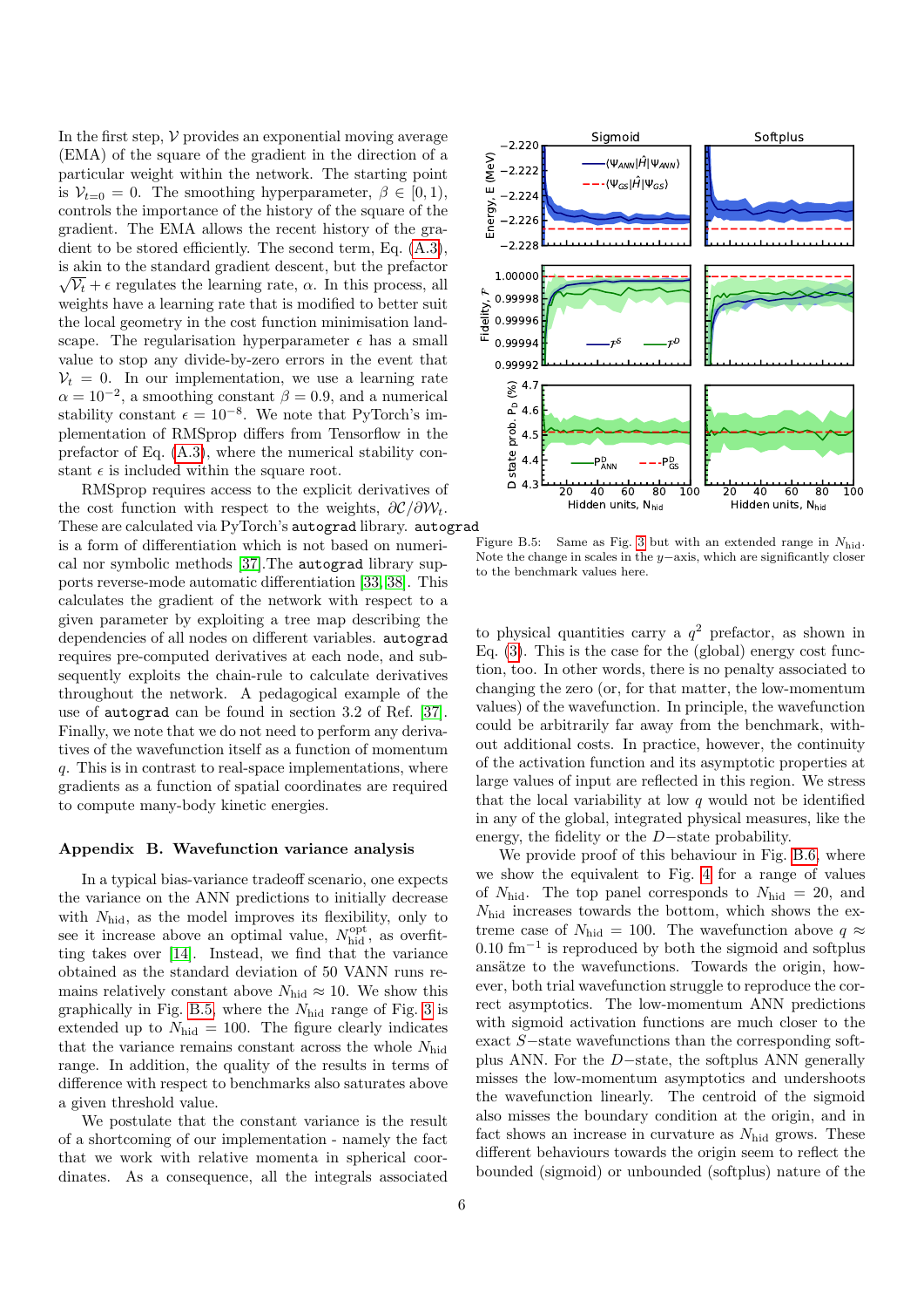In the first step, $\mathcal{V}$ provides an exponential moving average (EMA) of the square of the gradient in the direction of a particular weight within the network. The starting point is $\mathcal{V}_{t=0} = 0$. The smoothing hyperparameter, $\beta \in [0, 1)$, controls the importance of the history of the square of the gradient. The EMA allows the recent history of the gradient to be stored efficiently. The second term, Eq. (A.3), is akin to the standard gradient descent, but the prefactor $\sqrt{\mathcal{V}_t} + \epsilon$ regulates the learning rate, $\alpha$. In this process, all weights have a learning rate that is modified to better suit the local geometry in the cost function minimisation landscape. The regularisation hyperparameter $\epsilon$ has a small value to stop any divide-by-zero errors in the event that $\mathcal{V}_t = 0$. In our implementation, we use a learning rate $\alpha = 10^{-2}$, a smoothing constant $\beta = 0.9$, and a numerical stability constant $\epsilon = 10^{-8}$. We note that PyTorch's implementation of RMSprop differs from Tensorflow in the prefactor of Eq. (A.3), where the numerical stability constant $\epsilon$ is included within the square root.

RMSprop requires access to the explicit derivatives of the cost function with respect to the weights, $\partial \mathcal{C}/\partial \mathcal{W}_t$. These are calculated via PyTorch's `autograd` library. `autograd` is a form of differentiation which is not based on numerical nor symbolic methods [37].The `autograd` library supports reverse-mode automatic differentiation [33, 38]. This calculates the gradient of the network with respect to a given parameter by exploiting a tree map describing the dependencies of all nodes on different variables. `autograd` requires pre-computed derivatives at each node, and subsequently exploits the chain-rule to calculate derivatives throughout the network. A pedagogical example of the use of `autograd` can be found in section 3.2 of Ref. [37]. Finally, we note that we do not need to perform any derivatives of the wavefunction itself as a function of momentum $q$. This is in contrast to real-space implementations, where gradients as a function of spatial coordinates are required to compute many-body kinetic energies.

## Appendix B. Wavefunction variance analysis

In a typical bias-variance tradeoff scenario, one expects the variance on the ANN predictions to initially decrease with $N_{\text{hid}}$, as the model improves its flexibility, only to see it increase above an optimal value, $N_{\text{hid}}^{\text{opt}}$, as overfitting takes over [14]. Instead, we find that the variance obtained as the standard deviation of 50 VANN runs remains relatively constant above $N_{\text{hid}} \approx 10$. We show this graphically in Fig. B.5, where the $N_{\text{hid}}$ range of Fig. 3 is extended up to $N_{\text{hid}} = 100$. The figure clearly indicates that the variance remains constant across the whole $N_{\text{hid}}$ range. In addition, the quality of the results in terms of difference with respect to benchmarks also saturates above a given threshold value.

We postulate that the constant variance is the result of a shortcoming of our implementation - namely the fact that we work with relative momenta in spherical coordinates. As a consequence, all the integrals associated to physical quantities carry a $q^2$ prefactor, as shown in Eq. (3). This is the case for the (global) energy cost function, too. In other words, there is no penalty associated to changing the zero (or, for that matter, the low-momentum values) of the wavefunction. In principle, the wavefunction could be arbitrarily far away from the benchmark, without additional costs. In practice, however, the continuity of the activation function and its asymptotic properties at large values of input are reflected in this region. We stress that the local variability at low $q$ would not be identified in any of the global, integrated physical measures, like the energy, the fidelity or the $D-$state probability.

Figure B.5: Same as Fig. 3 but with an extended range in $N_{\text{hid}}$. Note the change in scales in the $y-$axis, which are significantly closer to the benchmark values here.

We provide proof of this behaviour in Fig. B.6, where we show the equivalent to Fig. 4 for a range of values of $N_{\text{hid}}$. The top panel corresponds to $N_{\text{hid}} = 20$, and $N_{\text{hid}}$ increases towards the bottom, which shows the extreme case of $N_{\text{hid}} = 100$. The wavefunction above $q \approx 0.10$ fm$^{-1}$ is reproduced by both the sigmoid and softplus ansätze to the wavefunctions. Towards the origin, however, both trial wavefunction struggle to reproduce the correct asymptotics. The low-momentum ANN predictions with sigmoid activation functions are much closer to the exact $S-$state wavefunctions than the corresponding softplus ANN. For the $D-$state, the softplus ANN generally misses the low-momentum asymptotics and undershoots the wavefunction linearly. The centroid of the sigmoid also misses the boundary condition at the origin, and in fact shows an increase in curvature as $N_{\text{hid}}$ grows. These different behaviours towards the origin seem to reflect the bounded (sigmoid) or unbounded (softplus) nature of the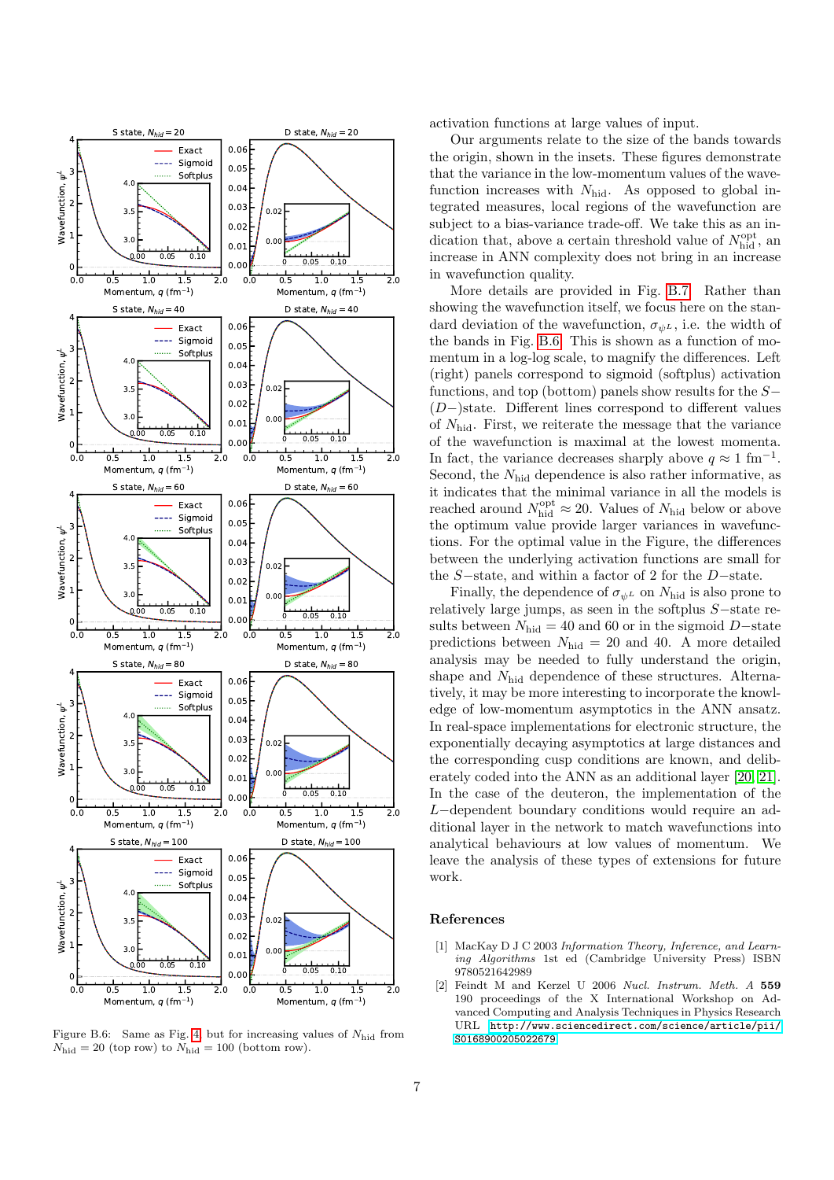activation functions at large values of input.

Our arguments relate to the size of the bands towards the origin, shown in the insets. These figures demonstrate that the variance in the low-momentum values of the wavefunction increases with $N_{\rm hid}$. As opposed to global integrated measures, local regions of the wavefunction are subject to a bias-variance trade-off. We take this as an indication that, above a certain threshold value of $N_{\rm hid}^{\rm opt}$, an increase in ANN complexity does not bring in an increase in wavefunction quality.

More details are provided in Fig. B.7. Rather than showing the wavefunction itself, we focus here on the standard deviation of the wavefunction, $\sigma_{\psi^L}$, i.e. the width of the bands in Fig. B.6. This is shown as a function of momentum in a log-log scale, to magnify the differences. Left (right) panels correspond to sigmoid (softplus) activation functions, and top (bottom) panels show results for the $S-$ ($D-$)state. Different lines correspond to different values of $N_{\rm hid}$. First, we reiterate the message that the variance of the wavefunction is maximal at the lowest momenta. In fact, the variance decreases sharply above $q \approx 1$ fm$^{-1}$. Second, the $N_{\rm hid}$ dependence is also rather informative, as it indicates that the minimal variance in all the models is reached around $N_{\rm hid}^{\rm opt} \approx 20$. Values of $N_{\rm hid}$ below or above the optimum value provide larger variances in wavefunctions. For the optimal value in the Figure, the differences between the underlying activation functions are small for the $S-$state, and within a factor of 2 for the $D-$state.

Finally, the dependence of $\sigma_{\psi^L}$ on $N_{\rm hid}$ is also prone to relatively large jumps, as seen in the softplus $S-$state results between $N_{\rm hid} = 40$ and 60 or in the sigmoid $D-$state predictions between $N_{\rm hid} = 20$ and 40. A more detailed analysis may be needed to fully understand the origin, shape and $N_{\rm hid}$ dependence of these structures. Alternatively, it may be more interesting to incorporate the knowledge of low-momentum asymptotics in the ANN ansatz. In real-space implementations for electronic structure, the exponentially decaying asymptotics at large distances and the corresponding cusp conditions are known, and deliberately coded into the ANN as an additional layer [20, 21]. In the case of the deuteron, the implementation of the $L-$dependent boundary conditions would require an additional layer in the network to match wavefunctions into analytical behaviours at low values of momentum. We leave the analysis of these types of extensions for future work.

Figure B.6: Same as Fig. 4 but for increasing values of $N_{\rm hid}$ from $N_{\rm hid} = 20$ (top row) to $N_{\rm hid} = 100$ (bottom row).

## References

[1] MacKay D J C 2003 *Information Theory, Inference, and Learning Algorithms* 1st ed (Cambridge University Press) ISBN 9780521642989

[2] Feindt M and Kerzel U 2006 *Nucl. Instrum. Meth. A* **559** 190 proceedings of the X International Workshop on Advanced Computing and Analysis Techniques in Physics Research URL http://www.sciencedirect.com/science/article/pii/S0168900205022679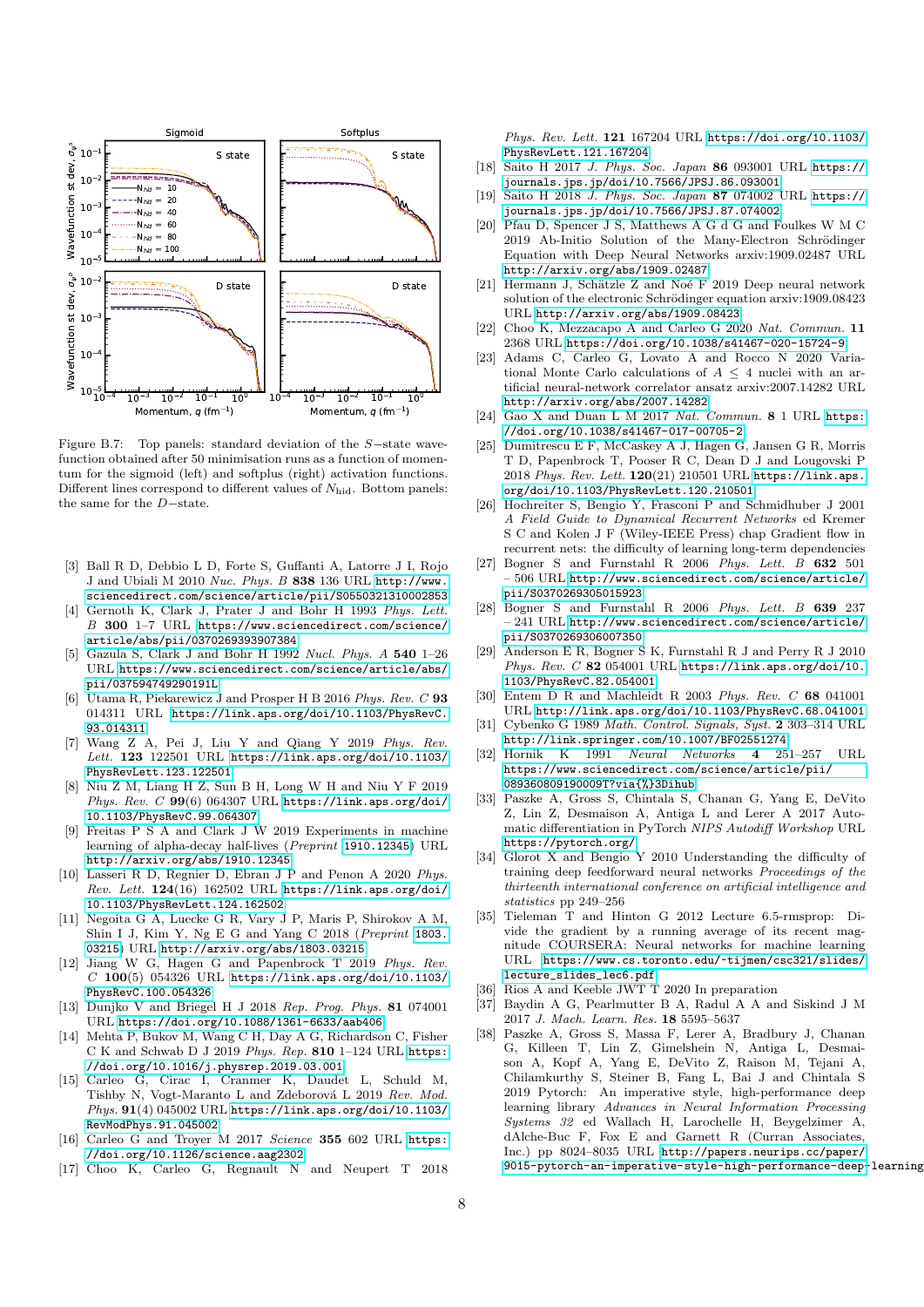Figure B.7: Top panels: standard deviation of the $S$−state wavefunction obtained after 50 minimisation runs as a function of momentum for the sigmoid (left) and softplus (right) activation functions. Different lines correspond to different values of $N_{\rm hid}$. Bottom panels: the same for the $D$−state.

[3] Ball R D, Debbio L D, Forte S, Guffanti A, Latorre J I, Rojo J and Ubiali M 2010 *Nuc. Phys. B* **838** 136 URL http://www.sciencedirect.com/science/article/pii/S0550321310002853

[4] Gernoth K, Clark J, Prater J and Bohr H 1993 *Phys. Lett. B* **300** 1–7 URL https://www.sciencedirect.com/science/article/abs/pii/0370269393907384

[5] Gazula S, Clark J and Bohr H 1992 *Nucl. Phys. A* **540** 1–26 URL https://www.sciencedirect.com/science/article/abs/pii/037594749290191L

[6] Utama R, Piekarewicz J and Prosper H B 2016 *Phys. Rev. C* **93** 014311 URL https://link.aps.org/doi/10.1103/PhysRevC.93.014311

[7] Wang Z A, Pei J, Liu Y and Qiang Y 2019 *Phys. Rev. Lett.* **123** 122501 URL https://link.aps.org/doi/10.1103/PhysRevLett.123.122501

[8] Niu Z M, Liang H Z, Sun B H, Long W H and Niu Y F 2019 *Phys. Rev. C* **99**(6) 064307 URL https://link.aps.org/doi/10.1103/PhysRevC.99.064307

[9] Freitas P S A and Clark J W 2019 Experiments in machine learning of alpha-decay half-lives (*Preprint* 1910.12345) URL http://arxiv.org/abs/1910.12345

[10] Lasseri R D, Regnier D, Ebran J P and Penon A 2020 *Phys. Rev. Lett.* **124**(16) 162502 URL https://link.aps.org/doi/10.1103/PhysRevLett.124.162502

[11] Negoita G A, Luecke G R, Vary J P, Maris P, Shirokov A M, Shin I J, Kim Y, Ng E G and Yang C 2018 (*Preprint* 1803.03215) URL http://arxiv.org/abs/1803.03215

[12] Jiang W G, Hagen G and Papenbrock T 2019 *Phys. Rev. C* **100**(5) 054326 URL https://link.aps.org/doi/10.1103/PhysRevC.100.054326

[13] Dunjko V and Briegel H J 2018 *Rep. Prog. Phys.* **81** 074001 URL https://doi.org/10.1088/1361-6633/aab406

[14] Mehta P, Bukov M, Wang C H, Day A G, Richardson C, Fisher C K and Schwab D J 2019 *Phys. Rep.* **810** 1–124 URL https://doi.org/10.1016/j.physrep.2019.03.001

[15] Carleo G, Cirac I, Cranmer K, Daudet L, Schuld M, Tishby N, Vogt-Maranto L and Zdeborová L 2019 *Rev. Mod. Phys.* **91**(4) 045002 URL https://link.aps.org/doi/10.1103/RevModPhys.91.045002

[16] Carleo G and Troyer M 2017 *Science* **355** 602 URL https://doi.org/10.1126/science.aag2302

[17] Choo K, Carleo G, Regnault N and Neupert T 2018 *Phys. Rev. Lett.* **121** 167204 URL https://doi.org/10.1103/PhysRevLett.121.167204

[18] Saito H 2017 *J. Phys. Soc. Japan* **86** 093001 URL https://journals.jps.jp/doi/10.7566/JPSJ.86.093001

[19] Saito H 2018 *J. Phys. Soc. Japan* **87** 074002 URL https://journals.jps.jp/doi/10.7566/JPSJ.87.074002

[20] Pfau D, Spencer J S, Matthews A G d G and Foulkes W M C 2019 Ab-Initio Solution of the Many-Electron Schrödinger Equation with Deep Neural Networks arxiv:1909.02487 URL http://arxiv.org/abs/1909.02487

[21] Hermann J, Schätzle Z and Noé F 2019 Deep neural network solution of the electronic Schrödinger equation arxiv:1909.08423 URL http://arxiv.org/abs/1909.08423

[22] Choo K, Mezzacapo A and Carleo G 2020 *Nat. Commun.* **11** 2368 URL https://doi.org/10.1038/s41467-020-15724-9

[23] Adams C, Carleo G, Lovato A and Rocco N 2020 Variational Monte Carlo calculations of $A \leq 4$ nuclei with an artificial neural-network correlator ansatz arxiv:2007.14282 URL http://arxiv.org/abs/2007.14282

[24] Gao X and Duan L M 2017 *Nat. Commun.* **8** 1 URL https://doi.org/10.1038/s41467-017-00705-2

[25] Dumitrescu E F, McCaskey A J, Hagen G, Jansen G R, Morris T D, Papenbrock T, Pooser R C, Dean D J and Lougovski P 2018 *Phys. Rev. Lett.* **120**(21) 210501 URL https://link.aps.org/doi/10.1103/PhysRevLett.120.210501

[26] Hochreiter S, Bengio Y, Frasconi P and Schmidhuber J 2001 *A Field Guide to Dynamical Recurrent Networks* ed Kremer S C and Kolen J F (Wiley-IEEE Press) chap Gradient flow in recurrent nets: the difficulty of learning long-term dependencies

[27] Bogner S and Furnstahl R 2006 *Phys. Lett. B* **632** 501 – 506 URL http://www.sciencedirect.com/science/article/pii/S0370269305015923

[28] Bogner S and Furnstahl R 2006 *Phys. Lett. B* **639** 237 – 241 URL http://www.sciencedirect.com/science/article/pii/S0370269306007350

[29] Anderson E R, Bogner S K, Furnstahl R J and Perry R J 2010 *Phys. Rev. C* **82** 054001 URL https://link.aps.org/doi/10.1103/PhysRevC.82.054001

[30] Entem D R and Machleidt R 2003 *Phys. Rev. C* **68** 041001 URL http://link.aps.org/doi/10.1103/PhysRevC.68.041001

[31] Cybenko G 1989 *Math. Control. Signals, Syst.* **2** 303–314 URL http://link.springer.com/10.1007/BF02551274

[32] Hornik K 1991 *Neural Networks* **4** 251–257 URL https://www.sciencedirect.com/science/article/pii/089360809190009T?via%3Dihub

[33] Paszke A, Gross S, Chintala S, Chanan G, Yang E, DeVito Z, Lin Z, Desmaison A, Antiga L and Lerer A 2017 Automatic differentiation in PyTorch *NIPS Autodiff Workshop* URL https://pytorch.org/

[34] Glorot X and Bengio Y 2010 Understanding the difficulty of training deep feedforward neural networks *Proceedings of the thirteenth international conference on artificial intelligence and statistics* pp 249–256

[35] Tieleman T and Hinton G 2012 Lecture 6.5-rmsprop: Divide the gradient by a running average of its recent magnitude COURSERA: Neural networks for machine learning URL https://www.cs.toronto.edu/~tijmen/csc321/slides/lecture_slides_lec6.pdf

[36] Rios A and Keeble JWT T 2020 In preparation

[37] Baydin A G, Pearlmutter B A, Radul A A and Siskind J M 2017 *J. Mach. Learn. Res.* **18** 5595–5637

[38] Paszke A, Gross S, Massa F, Lerer A, Bradbury J, Chanan G, Killeen T, Lin Z, Gimelshein N, Antiga L, Desmaison A, Kopf A, Yang E, DeVito Z, Raison M, Tejani A, Chilamkurthy S, Steiner B, Fang L, Bai J and Chintala S 2019 Pytorch: An imperative style, high-performance deep learning library *Advances in Neural Information Processing Systems 32* ed Wallach H, Larochelle H, Beygelzimer A, dAlche-Buc F, Fox E and Garnett R (Curran Associates, Inc.) pp 8024–8035 URL http://papers.neurips.cc/paper/9015-pytorch-an-imperative-style-high-performance-deep-learning